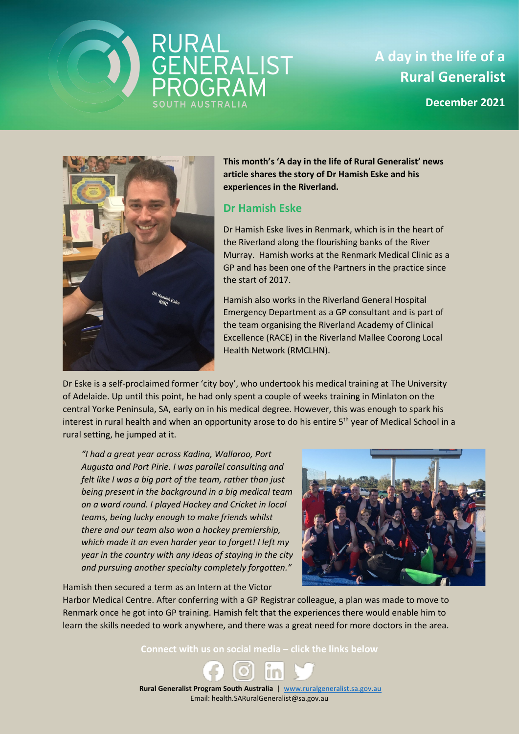# A day in the life of a Rural Generalist

**December 2021**

**This month's 'A day in the life of Rural Generalist' news article shares the story of Dr Hamish Eske and his experiences in the Riverland.**

## Dr Hamish Eske

Dr Hamish Eske lives in Renmark, which is in the heart of the Riverland along the flourishing banks of the River Murray. Hamish works at the Renmark Medical Clinic as a GP and has been one of the Partners in the practice since the start of 2017.

Hamish also works in the Riverland General Hospital Emergency Department as a GP consultant and is part of the team organising the Riverland Academy of Clinical Excellence (RACE) in the Riverland Mallee Coorong Local Health Network (RMCLHN).

Dr Eske is a self-proclaimed former 'city boy', who undertook his medical training at The University of Adelaide. Up until this point, he had only spent a couple of weeks training in Minlaton on the central Yorke Peninsula, SA, early on in his medical degree. However, this was enough to spark his interest in rural health and when an opportunity arose to do his entire 5th year of Medical School in a rural setting, he jumped at it.

*"I had a great year across Kadina, Wallaroo, Port Augusta and Port Pirie. I was parallel consulting and felt like I was a big part of the team, rather than just being present in the background in a big medical team on a ward round. I played Hockey and Cricket in local teams, being lucky enough to make friends whilst there and our team also won a hockey premiership, which made it an even harder year to forget! I left my year in the country with any ideas of staying in the city and pursuing another specialty completely forgotten."*

Hamish then secured a term as an Intern at the Victor Harbor Medical Centre. After conferring with a GP Registrar colleague, a plan was made to move to Renmark once he got into GP training. Hamish felt that the experiences there would enable him to learn the skills needed to work anywhere, and there was a great need for more doctors in the area.

Connect with us on social media – click the links below

**Rural Generalist Program South Australia** | www.ruralgeneralist.sa.gov.au
Email: health.SARuralGeneralist@sa.gov.au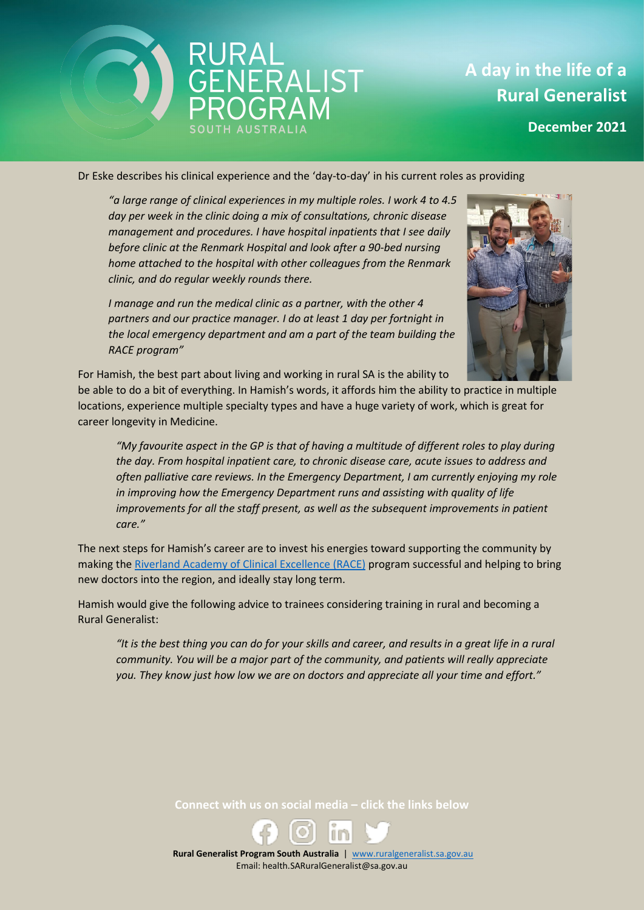# A day in the life of a Rural Generalist

**December 2021**

Dr Eske describes his clinical experience and the 'day-to-day' in his current roles as providing

> *"a large range of clinical experiences in my multiple roles. I work 4 to 4.5 day per week in the clinic doing a mix of consultations, chronic disease management and procedures. I have hospital inpatients that I see daily before clinic at the Renmark Hospital and look after a 90-bed nursing home attached to the hospital with other colleagues from the Renmark clinic, and do regular weekly rounds there.*
>
> *I manage and run the medical clinic as a partner, with the other 4 partners and our practice manager. I do at least 1 day per fortnight in the local emergency department and am a part of the team building the RACE program"*

For Hamish, the best part about living and working in rural SA is the ability to be able to do a bit of everything. In Hamish's words, it affords him the ability to practice in multiple locations, experience multiple specialty types and have a huge variety of work, which is great for career longevity in Medicine.

> *"My favourite aspect in the GP is that of having a multitude of different roles to play during the day. From hospital inpatient care, to chronic disease care, acute issues to address and often palliative care reviews. In the Emergency Department, I am currently enjoying my role in improving how the Emergency Department runs and assisting with quality of life improvements for all the staff present, as well as the subsequent improvements in patient care."*

The next steps for Hamish's career are to invest his energies toward supporting the community by making the Riverland Academy of Clinical Excellence (RACE) program successful and helping to bring new doctors into the region, and ideally stay long term.

Hamish would give the following advice to trainees considering training in rural and becoming a Rural Generalist:

> *"It is the best thing you can do for your skills and career, and results in a great life in a rural community. You will be a major part of the community, and patients will really appreciate you. They know just how low we are on doctors and appreciate all your time and effort."*

Connect with us on social media – click the links below

**Rural Generalist Program South Australia** | www.ruralgeneralist.sa.gov.au
Email: health.SARuralGeneralist@sa.gov.au